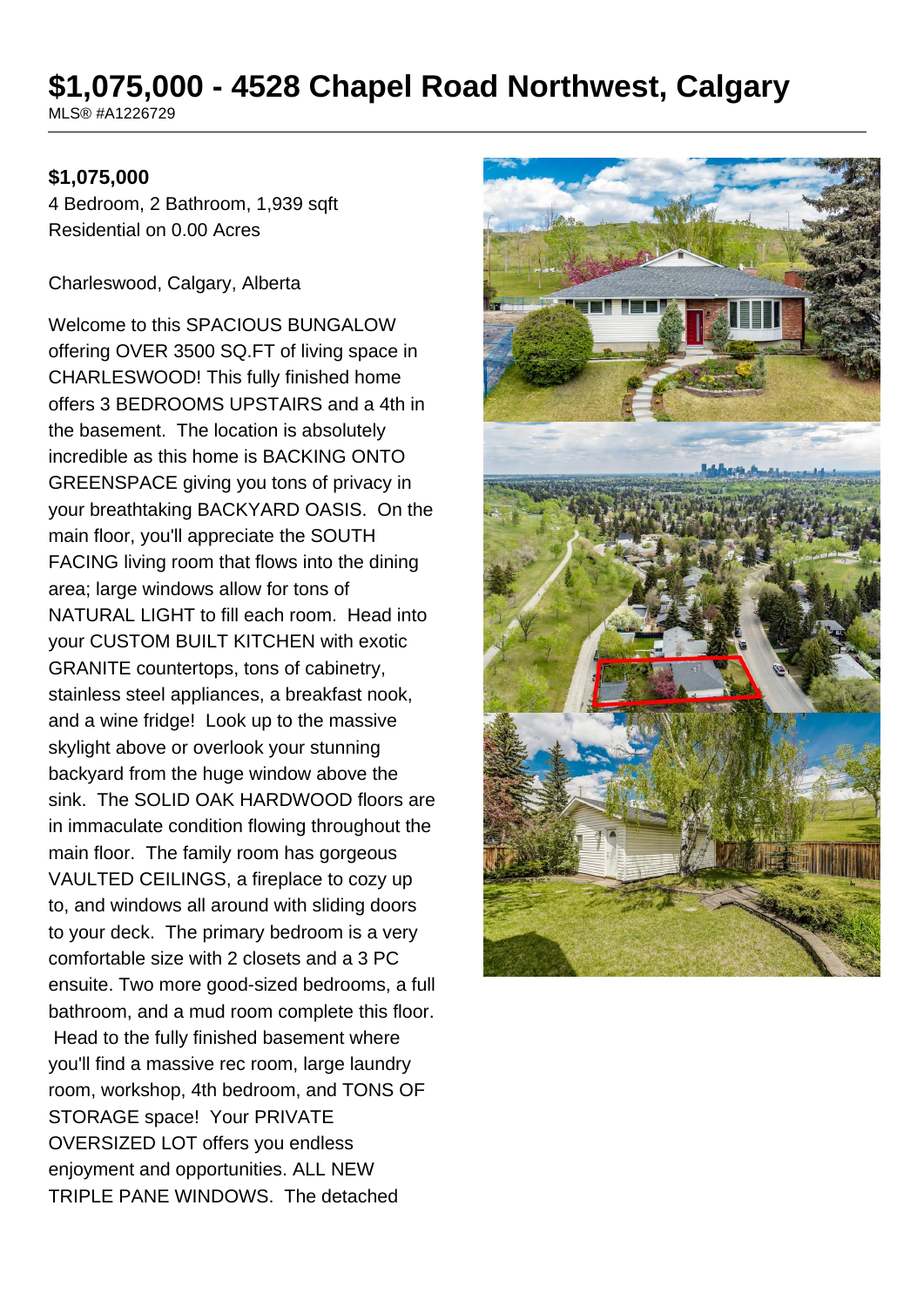# $1,075,000 - 4528 Chapel Road Northwest, Calgary

MLS® #A1226729

**$1,075,000**

4 Bedroom, 2 Bathroom, 1,939 sqft

Residential on 0.00 Acres

Charleswood, Calgary, Alberta

Welcome to this SPACIOUS BUNGALOW offering OVER 3500 SQ.FT of living space in CHARLESWOOD! This fully finished home offers 3 BEDROOMS UPSTAIRS and a 4th in the basement. The location is absolutely incredible as this home is BACKING ONTO GREENSPACE giving you tons of privacy in your breathtaking BACKYARD OASIS. On the main floor, you'll appreciate the SOUTH FACING living room that flows into the dining area; large windows allow for tons of NATURAL LIGHT to fill each room. Head into your CUSTOM BUILT KITCHEN with exotic GRANITE countertops, tons of cabinetry, stainless steel appliances, a breakfast nook, and a wine fridge! Look up to the massive skylight above or overlook your stunning backyard from the huge window above the sink. The SOLID OAK HARDWOOD floors are in immaculate condition flowing throughout the main floor. The family room has gorgeous VAULTED CEILINGS, a fireplace to cozy up to, and windows all around with sliding doors to your deck. The primary bedroom is a very comfortable size with 2 closets and a 3 PC ensuite. Two more good-sized bedrooms, a full bathroom, and a mud room complete this floor. Head to the fully finished basement where you'll find a massive rec room, large laundry room, workshop, 4th bedroom, and TONS OF STORAGE space! Your PRIVATE OVERSIZED LOT offers you endless enjoyment and opportunities. ALL NEW TRIPLE PANE WINDOWS. The detached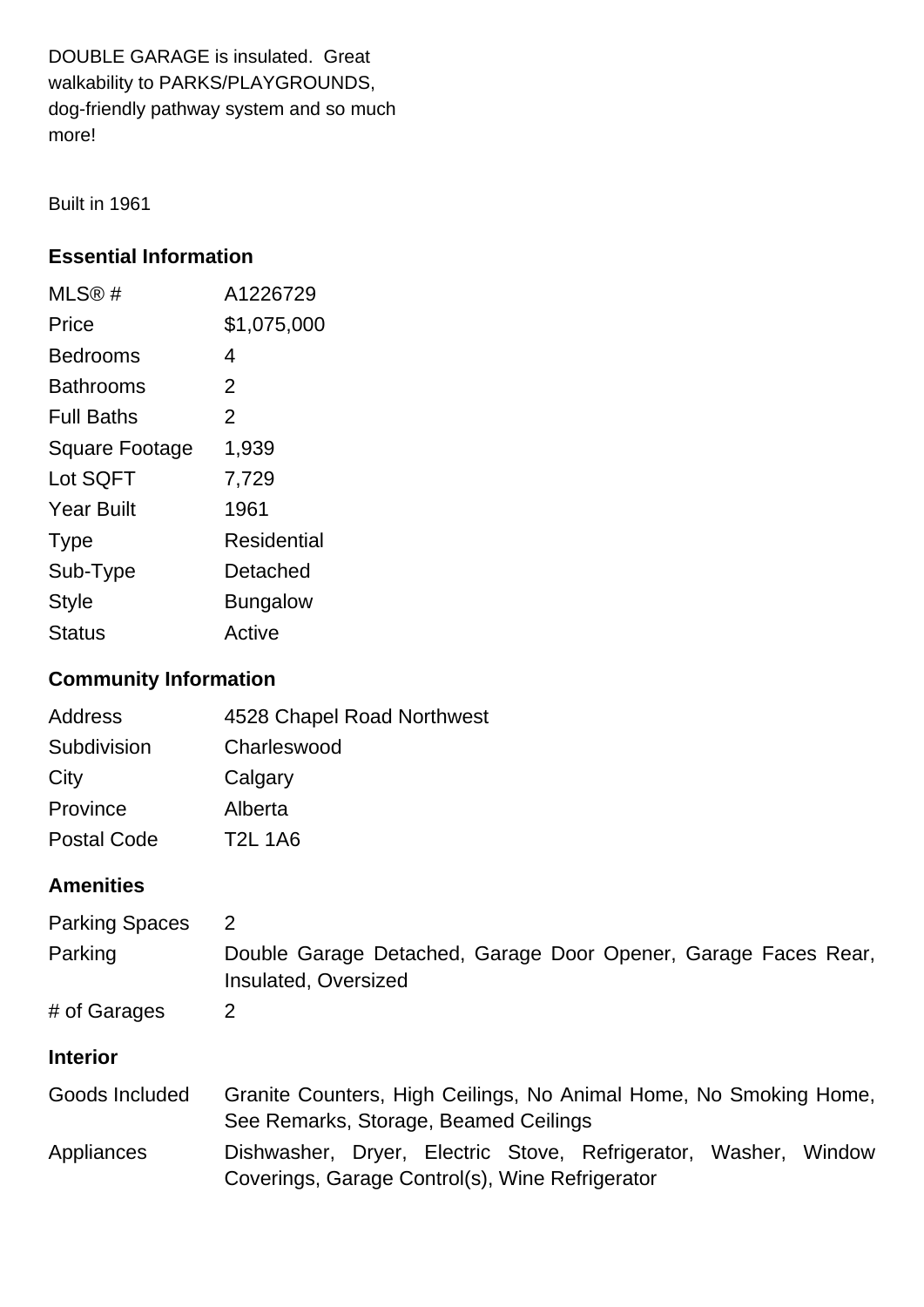DOUBLE GARAGE is insulated. Great walkability to PARKS/PLAYGROUNDS, dog-friendly pathway system and so much more!

Built in 1961

## Essential Information

| | |
|---|---|
| MLS® # | A1226729 |
| Price | $1,075,000 |
| Bedrooms | 4 |
| Bathrooms | 2 |
| Full Baths | 2 |
| Square Footage | 1,939 |
| Lot SQFT | 7,729 |
| Year Built | 1961 |
| Type | Residential |
| Sub-Type | Detached |
| Style | Bungalow |
| Status | Active |

## Community Information

| | |
|---|---|
| Address | 4528 Chapel Road Northwest |
| Subdivision | Charleswood |
| City | Calgary |
| Province | Alberta |
| Postal Code | T2L 1A6 |

## Amenities

| | |
|---|---|
| Parking Spaces | 2 |
| Parking | Double Garage Detached, Garage Door Opener, Garage Faces Rear, Insulated, Oversized |
| # of Garages | 2 |

## Interior

| | |
|---|---|
| Goods Included | Granite Counters, High Ceilings, No Animal Home, No Smoking Home, See Remarks, Storage, Beamed Ceilings |
| Appliances | Dishwasher, Dryer, Electric Stove, Refrigerator, Washer, Window Coverings, Garage Control(s), Wine Refrigerator |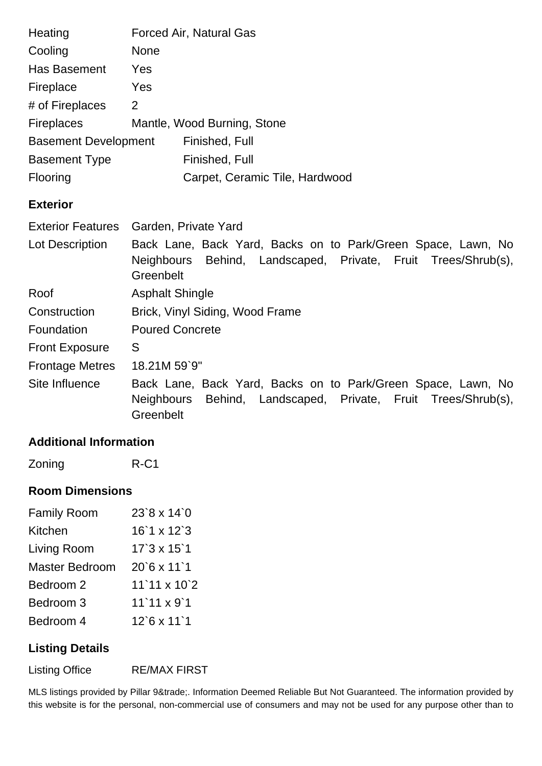| | |
|---|---|
| Heating | Forced Air, Natural Gas |
| Cooling | None |
| Has Basement | Yes |
| Fireplace | Yes |
| # of Fireplaces | 2 |
| Fireplaces | Mantle, Wood Burning, Stone |
| Basement Development | Finished, Full |
| Basement Type | Finished, Full |
| Flooring | Carpet, Ceramic Tile, Hardwood |

### Exterior

| | |
|---|---|
| Exterior Features | Garden, Private Yard |
| Lot Description | Back Lane, Back Yard, Backs on to Park/Green Space, Lawn, No Neighbours Behind, Landscaped, Private, Fruit Trees/Shrub(s), Greenbelt |
| Roof | Asphalt Shingle |
| Construction | Brick, Vinyl Siding, Wood Frame |
| Foundation | Poured Concrete |
| Front Exposure | S |
| Frontage Metres | 18.21M 59`9" |
| Site Influence | Back Lane, Back Yard, Backs on to Park/Green Space, Lawn, No Neighbours Behind, Landscaped, Private, Fruit Trees/Shrub(s), Greenbelt |

### Additional Information

| | |
|---|---|
| Zoning | R-C1 |

### Room Dimensions

| | |
|---|---|
| Family Room | 23`8 x 14`0 |
| Kitchen | 16`1 x 12`3 |
| Living Room | 17`3 x 15`1 |
| Master Bedroom | 20`6 x 11`1 |
| Bedroom 2 | 11`11 x 10`2 |
| Bedroom 3 | 11`11 x 9`1 |
| Bedroom 4 | 12`6 x 11`1 |

### Listing Details

| | |
|---|---|
| Listing Office | RE/MAX FIRST |

MLS listings provided by Pillar 9&trade;. Information Deemed Reliable But Not Guaranteed. The information provided by this website is for the personal, non-commercial use of consumers and may not be used for any purpose other than to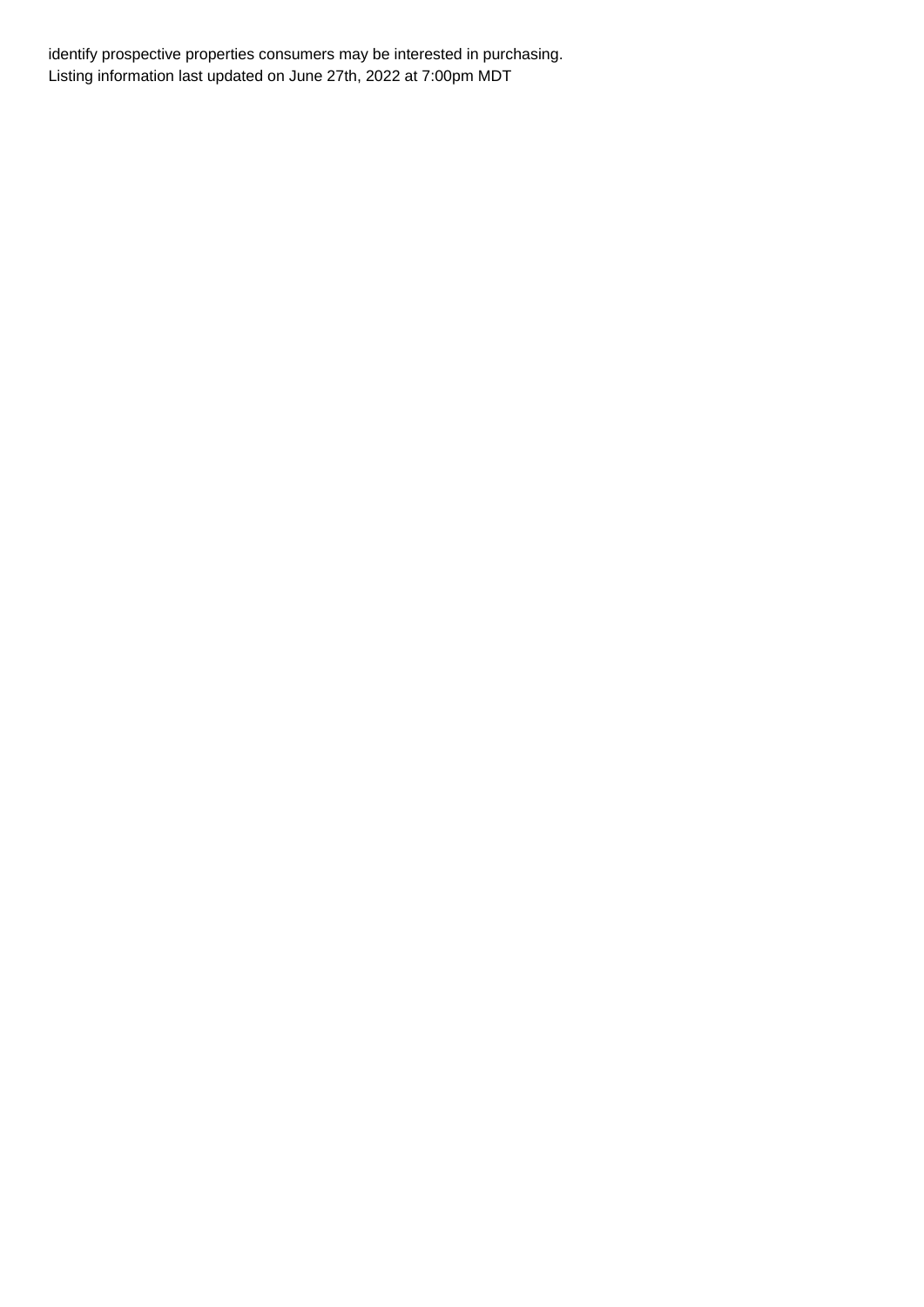identify prospective properties consumers may be interested in purchasing.
Listing information last updated on June 27th, 2022 at 7:00pm MDT